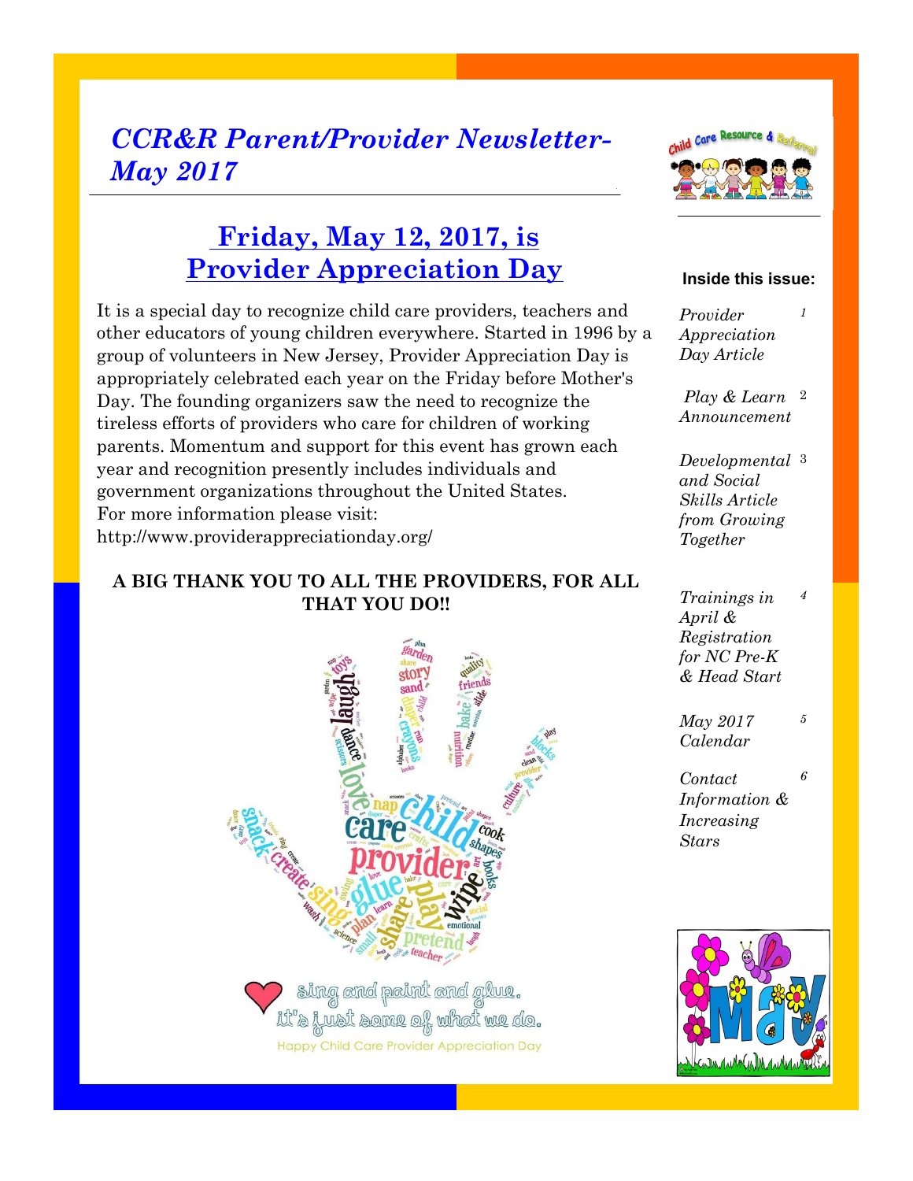# *CCR&R Parent/Provider Newsletter- May 2017*

## Friday, May 12, 2017, is Provider Appreciation Day

It is a special day to recognize child care providers, teachers and other educators of young children everywhere. Started in 1996 by a group of volunteers in New Jersey, Provider Appreciation Day is appropriately celebrated each year on the Friday before Mother's Day. The founding organizers saw the need to recognize the tireless efforts of providers who care for children of working parents. Momentum and support for this event has grown each year and recognition presently includes individuals and government organizations throughout the United States. For more information please visit: http://www.providerappreciationday.org/

**A BIG THANK YOU TO ALL THE PROVIDERS, FOR ALL THAT YOU DO!!**

sing and paint and glue. it's just some of what we do.

Happy Child Care Provider Appreciation Day

**Inside this issue:**

| | |
|---|---|
| *Provider Appreciation Day Article* | 1 |
| *Play & Learn Announcement* | 2 |
| *Developmental and Social Skills Article from Growing Together* | 3 |
| *Trainings in April & Registration for NC Pre-K & Head Start* | 4 |
| *May 2017 Calendar* | 5 |
| *Contact Information & Increasing Stars* | 6 |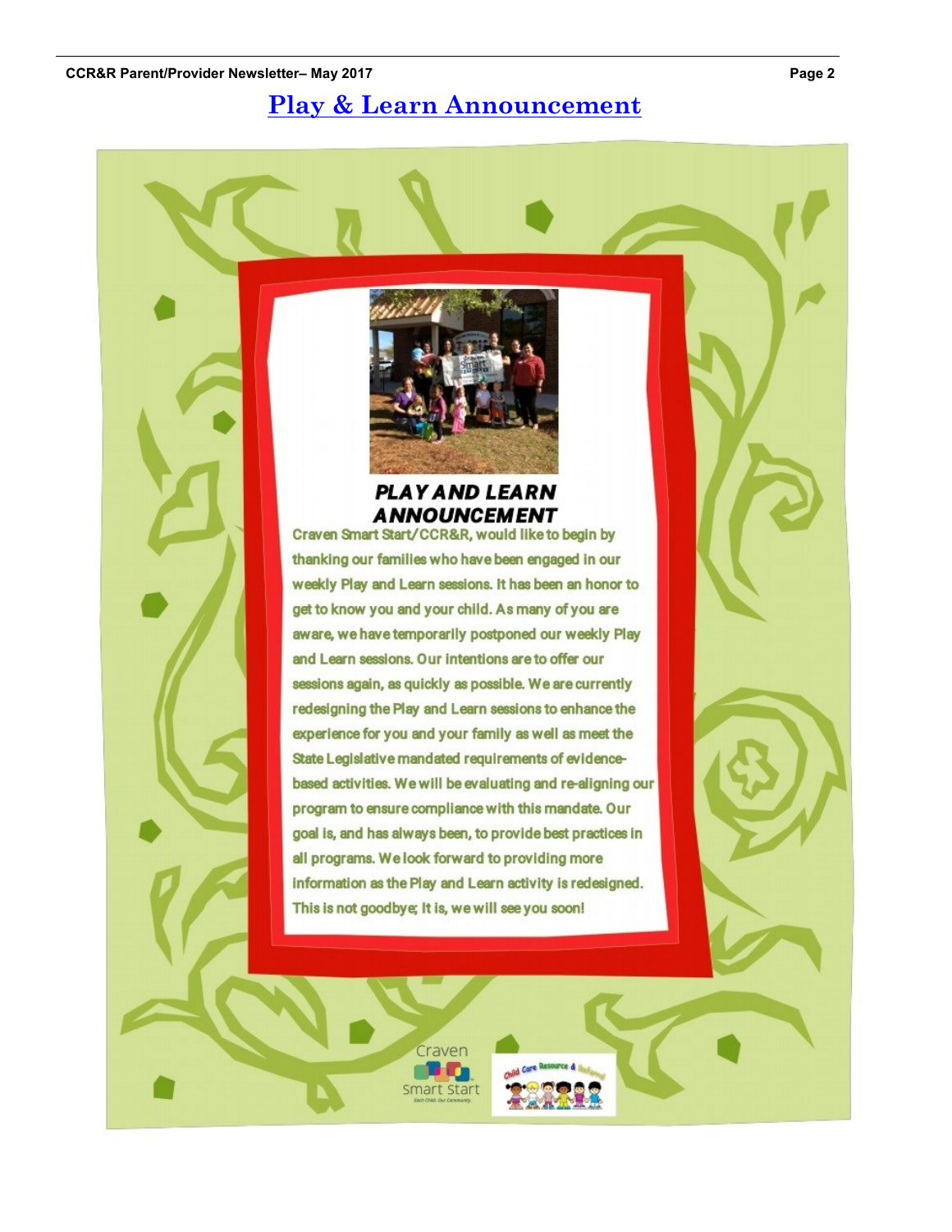# Play & Learn Announcement

## PLAY AND LEARN ANNOUNCEMENT

Craven Smart Start/CCR&R, would like to begin by thanking our families who have been engaged in our weekly Play and Learn sessions. It has been an honor to get to know you and your child. As many of you are aware, we have temporarily postponed our weekly Play and Learn sessions. Our intentions are to offer our sessions again, as quickly as possible. We are currently redesigning the Play and Learn sessions to enhance the experience for you and your family as well as meet the State Legislative mandated requirements of evidence-based activities. We will be evaluating and re-aligning our program to ensure compliance with this mandate. Our goal is, and has always been, to provide best practices in all programs. We look forward to providing more information as the Play and Learn activity is redesigned. This is not goodbye; It is, we will see you soon!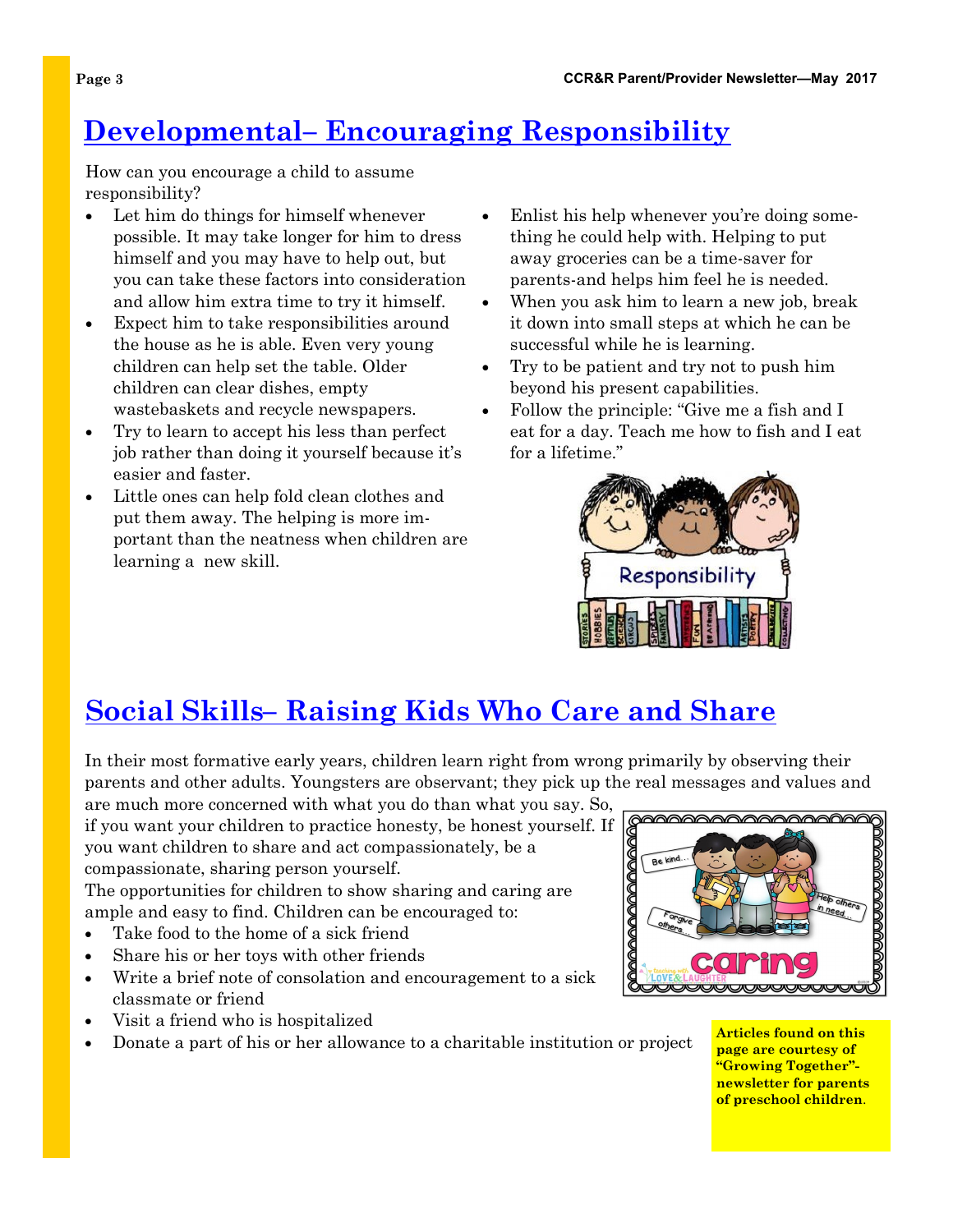## Developmental– Encouraging Responsibility

How can you encourage a child to assume responsibility?

- Let him do things for himself whenever possible. It may take longer for him to dress himself and you may have to help out, but you can take these factors into consideration and allow him extra time to try it himself.
- Expect him to take responsibilities around the house as he is able. Even very young children can help set the table. Older children can clear dishes, empty wastebaskets and recycle newspapers.
- Try to learn to accept his less than perfect job rather than doing it yourself because it's easier and faster.
- Little ones can help fold clean clothes and put them away. The helping is more important than the neatness when children are learning a new skill.
- Enlist his help whenever you're doing something he could help with. Helping to put away groceries can be a time-saver for parents-and helps him feel he is needed.
- When you ask him to learn a new job, break it down into small steps at which he can be successful while he is learning.
- Try to be patient and try not to push him beyond his present capabilities.
- Follow the principle: "Give me a fish and I eat for a day. Teach me how to fish and I eat for a lifetime."

## Social Skills– Raising Kids Who Care and Share

In their most formative early years, children learn right from wrong primarily by observing their parents and other adults. Youngsters are observant; they pick up the real messages and values and are much more concerned with what you do than what you say. So, if you want your children to practice honesty, be honest yourself. If you want children to share and act compassionately, be a compassionate, sharing person yourself.

The opportunities for children to show sharing and caring are ample and easy to find. Children can be encouraged to:

- Take food to the home of a sick friend
- Share his or her toys with other friends
- Write a brief note of consolation and encouragement to a sick classmate or friend
- Visit a friend who is hospitalized
- Donate a part of his or her allowance to a charitable institution or project

**Articles found on this page are courtesy of "Growing Together"- newsletter for parents of preschool children.**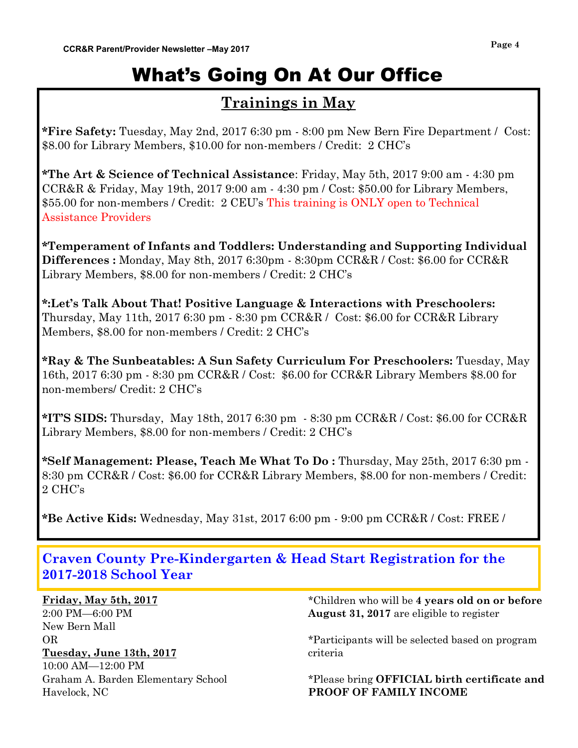# What's Going On At Our Office

## Trainings in May

***Fire Safety:** Tuesday, May 2nd, 2017 6:30 pm - 8:00 pm New Bern Fire Department / Cost: $8.00 for Library Members, $10.00 for non-members / Credit: 2 CHC's

***The Art & Science of Technical Assistance**: Friday, May 5th, 2017 9:00 am - 4:30 pm CCR&R & Friday, May 19th, 2017 9:00 am - 4:30 pm / Cost: $50.00 for Library Members, $55.00 for non-members / Credit: 2 CEU's This training is ONLY open to Technical Assistance Providers

***Temperament of Infants and Toddlers: Understanding and Supporting Individual Differences :** Monday, May 8th, 2017 6:30pm - 8:30pm CCR&R / Cost: $6.00 for CCR&R Library Members, $8.00 for non-members / Credit: 2 CHC's

***:Let's Talk About That! Positive Language & Interactions with Preschoolers:** Thursday, May 11th, 2017 6:30 pm - 8:30 pm CCR&R / Cost: $6.00 for CCR&R Library Members, $8.00 for non-members / Credit: 2 CHC's

***Ray & The Sunbeatables: A Sun Safety Curriculum For Preschoolers:** Tuesday, May 16th, 2017 6:30 pm - 8:30 pm CCR&R / Cost: $6.00 for CCR&R Library Members $8.00 for non-members/ Credit: 2 CHC's

***IT'S SIDS:** Thursday, May 18th, 2017 6:30 pm - 8:30 pm CCR&R / Cost: $6.00 for CCR&R Library Members, $8.00 for non-members / Credit: 2 CHC's

***Self Management: Please, Teach Me What To Do :** Thursday, May 25th, 2017 6:30 pm - 8:30 pm CCR&R / Cost: $6.00 for CCR&R Library Members, $8.00 for non-members / Credit: 2 CHC's

***Be Active Kids:** Wednesday, May 31st, 2017 6:00 pm - 9:00 pm CCR&R / Cost: FREE /

## Craven County Pre-Kindergarten & Head Start Registration for the 2017-2018 School Year

**Friday, May 5th, 2017**
2:00 PM—6:00 PM
New Bern Mall
OR
**Tuesday, June 13th, 2017**
10:00 AM—12:00 PM
Graham A. Barden Elementary School
Havelock, NC

*Children who will be **4 years old on or before August 31, 2017** are eligible to register

*Participants will be selected based on program criteria

*Please bring **OFFICIAL birth certificate and PROOF OF FAMILY INCOME**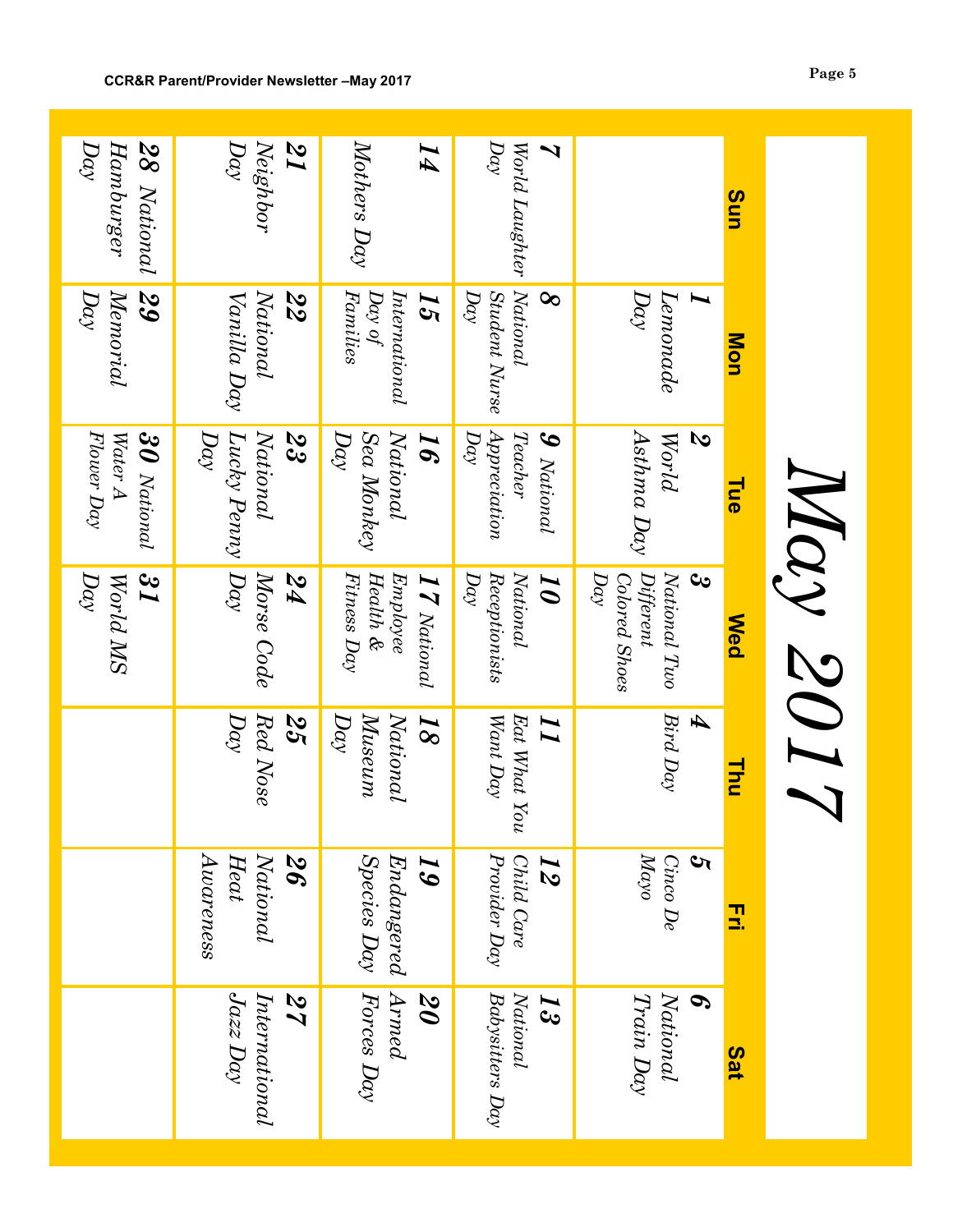# May 2017

| Sun | Mon | Tue | Wed | Thu | Fri | Sat |
|---|---|---|---|---|---|---|
| | **1** Lemonade Day | **2** World Asthma Day | **3** National Two Different Colored Shoes Day | **4** Bird Day | **5** Cinco De Mayo | **6** National Train Day |
| **7** World Laughter Day | **8** National Student Nurse Day | **9** National Teacher Appreciation Day | **10** National Receptionists Day | **11** Eat What You Want Day | **12** Child Care Provider Day | **13** National Babysitters Day |
| **14** Mothers Day | **15** International Day of Families | **16** National Sea Monkey Day | **17** National Employee Health & Fitness Day | **18** National Museum Day | **19** Endangered Species Day | **20** Armed Forces Day |
| **21** Neighbor Day | **22** National Vanilla Day | **23** National Lucky Penny Day | **24** Morse Code Day | **25** Red Nose Day | **26** National Heat Awareness | **27** International Jazz Day |
| **28** National Hamburger Day | **29** Memorial Day | **30** National Water A Flower Day | **31** World MS Day | | | |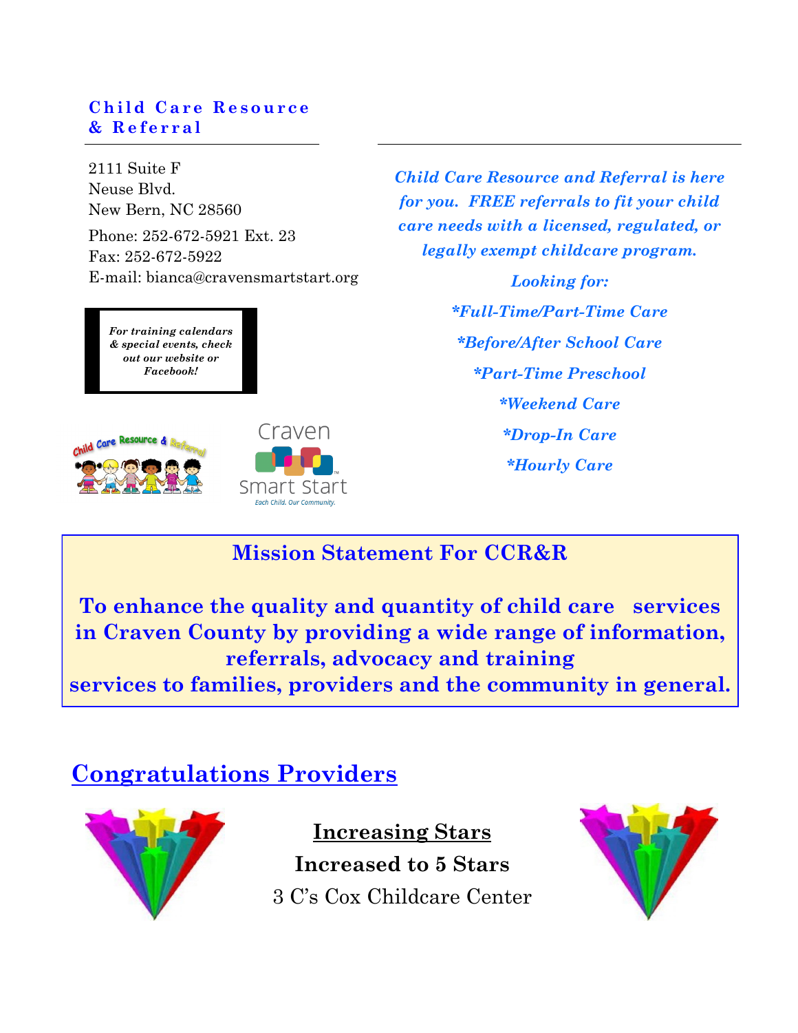## Child Care Resource & Referral

2111 Suite F
Neuse Blvd.
New Bern, NC 28560

Phone: 252-672-5921 Ext. 23
Fax: 252-672-5922
E-mail: bianca@cravensmartstart.org

*For training calendars & special events, check out our website or Facebook!*

*Child Care Resource and Referral is here for you. FREE referrals to fit your child care needs with a licensed, regulated, or legally exempt childcare program.*

*Looking for:*

*\*Full-Time/Part-Time Care*

*\*Before/After School Care*

*\*Part-Time Preschool*

*\*Weekend Care*

*\*Drop-In Care*

*\*Hourly Care*

## Mission Statement For CCR&R

**To enhance the quality and quantity of child care services in Craven County by providing a wide range of information, referrals, advocacy and training services to families, providers and the community in general.**

## Congratulations Providers

**Increasing Stars**

**Increased to 5 Stars**

3 C's Cox Childcare Center